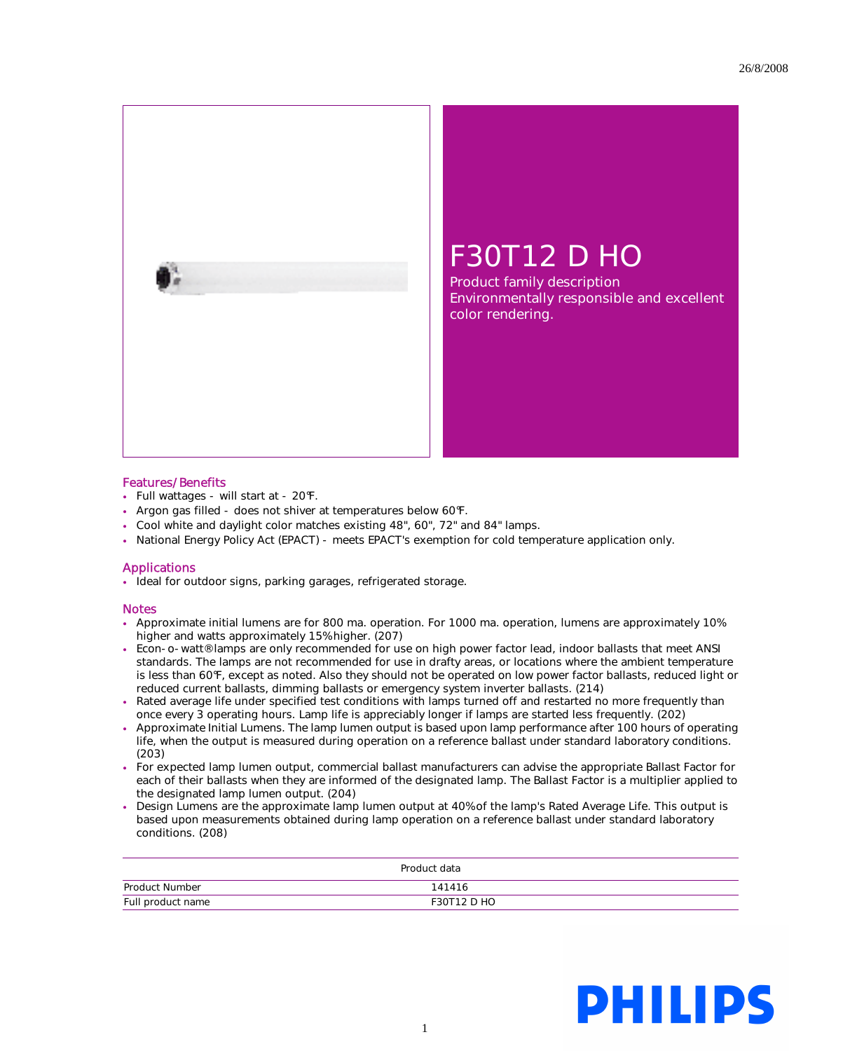26/8/2008

# F30T12 D HO

Product family description
Environmentally responsible and excellent color rendering.

## Features/Benefits

- Full wattages - will start at - 20°F.
- Argon gas filled - does not shiver at temperatures below 60°F.
- Cool white and daylight color matches existing 48", 60", 72" and 84" lamps.
- National Energy Policy Act (EPACT) - meets EPACT's exemption for cold temperature application only.

## Applications

- Ideal for outdoor signs, parking garages, refrigerated storage.

## Notes

- Approximate initial lumens are for 800 ma. operation. For 1000 ma. operation, lumens are approximately 10% higher and watts approximately 15% higher. (207)
- Econ-o-watt® lamps are only recommended for use on high power factor lead, indoor ballasts that meet ANSI standards. The lamps are not recommended for use in drafty areas, or locations where the ambient temperature is less than 60°F, except as noted. Also they should not be operated on low power factor ballasts, reduced light or reduced current ballasts, dimming ballasts or emergency system inverter ballasts. (214)
- Rated average life under specified test conditions with lamps turned off and restarted no more frequently than once every 3 operating hours. Lamp life is appreciably longer if lamps are started less frequently. (202)
- Approximate Initial Lumens. The lamp lumen output is based upon lamp performance after 100 hours of operating life, when the output is measured during operation on a reference ballast under standard laboratory conditions. (203)
- For expected lamp lumen output, commercial ballast manufacturers can advise the appropriate Ballast Factor for each of their ballasts when they are informed of the designated lamp. The Ballast Factor is a multiplier applied to the designated lamp lumen output. (204)
- Design Lumens are the approximate lamp lumen output at 40% of the lamp's Rated Average Life. This output is based upon measurements obtained during lamp operation on a reference ballast under standard laboratory conditions. (208)

| Product data | |
|---|---|
| Product Number | 141416 |
| Full product name | F30T12 D HO |

PHILIPS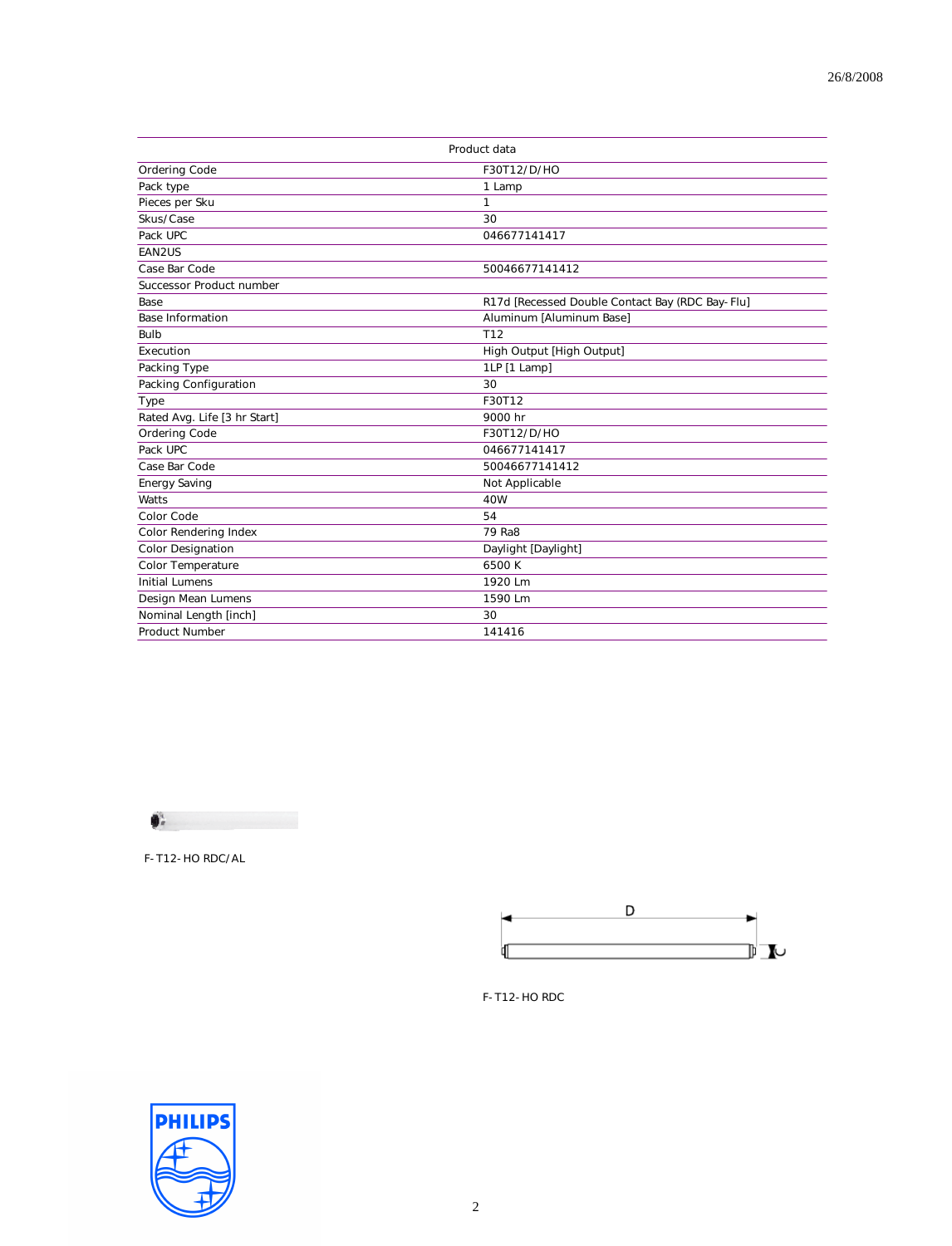| Product data | |
|---|---|
| Ordering Code | F30T12/D/HO |
| Pack type | 1 Lamp |
| Pieces per Sku | 1 |
| Skus/Case | 30 |
| Pack UPC | 046677141417 |
| EAN2US | |
| Case Bar Code | 50046677141412 |
| Successor Product number | |
| Base | R17d [Recessed Double Contact Bay (RDC Bay-Flu] |
| Base Information | Aluminum [Aluminum Base] |
| Bulb | T12 |
| Execution | High Output [High Output] |
| Packing Type | 1LP [1 Lamp] |
| Packing Configuration | 30 |
| Type | F30T12 |
| Rated Avg. Life [3 hr Start] | 9000 hr |
| Ordering Code | F30T12/D/HO |
| Pack UPC | 046677141417 |
| Case Bar Code | 50046677141412 |
| Energy Saving | Not Applicable |
| Watts | 40W |
| Color Code | 54 |
| Color Rendering Index | 79 Ra8 |
| Color Designation | Daylight [Daylight] |
| Color Temperature | 6500 K |
| Initial Lumens | 1920 Lm |
| Design Mean Lumens | 1590 Lm |
| Nominal Length [inch] | 30 |
| Product Number | 141416 |

F-T12-HO RDC/AL

D

F-T12-HO RDC

PHILIPS